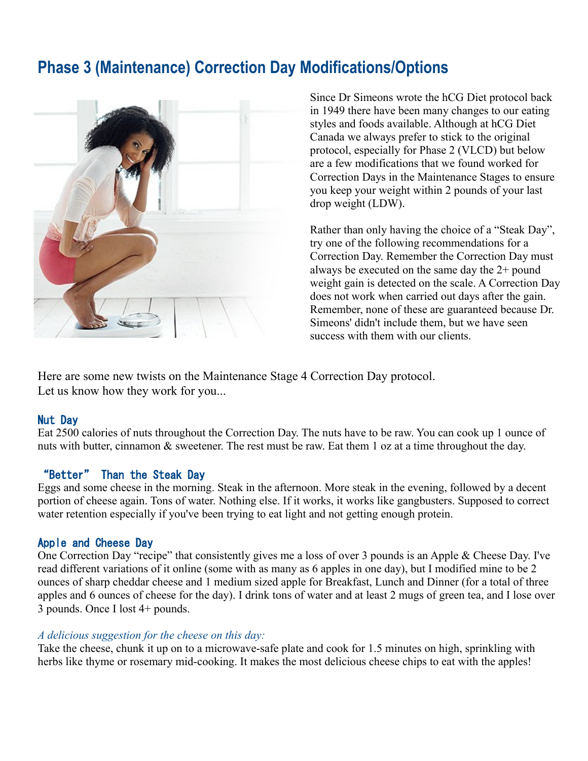# Phase 3 (Maintenance) Correction Day Modifications/Options

Since Dr Simeons wrote the hCG Diet protocol back in 1949 there have been many changes to our eating styles and foods available. Although at hCG Diet Canada we always prefer to stick to the original protocol, especially for Phase 2 (VLCD) but below are a few modifications that we found worked for Correction Days in the Maintenance Stages to ensure you keep your weight within 2 pounds of your last drop weight (LDW).

Rather than only having the choice of a "Steak Day", try one of the following recommendations for a Correction Day. Remember the Correction Day must always be executed on the same day the 2+ pound weight gain is detected on the scale. A Correction Day does not work when carried out days after the gain. Remember, none of these are guaranteed because Dr. Simeons' didn't include them, but we have seen success with them with our clients.

Here are some new twists on the Maintenance Stage 4 Correction Day protocol.
Let us know how they work for you...

### Nut Day

Eat 2500 calories of nuts throughout the Correction Day. The nuts have to be raw. You can cook up 1 ounce of nuts with butter, cinnamon & sweetener. The rest must be raw. Eat them 1 oz at a time throughout the day.

### "Better" Than the Steak Day

Eggs and some cheese in the morning. Steak in the afternoon. More steak in the evening, followed by a decent portion of cheese again. Tons of water. Nothing else. If it works, it works like gangbusters. Supposed to correct water retention especially if you've been trying to eat light and not getting enough protein.

### Apple and Cheese Day

One Correction Day "recipe" that consistently gives me a loss of over 3 pounds is an Apple & Cheese Day. I've read different variations of it online (some with as many as 6 apples in one day), but I modified mine to be 2 ounces of sharp cheddar cheese and 1 medium sized apple for Breakfast, Lunch and Dinner (for a total of three apples and 6 ounces of cheese for the day). I drink tons of water and at least 2 mugs of green tea, and I lose over 3 pounds. Once I lost 4+ pounds.

*A delicious suggestion for the cheese on this day:*

Take the cheese, chunk it up on to a microwave-safe plate and cook for 1.5 minutes on high, sprinkling with herbs like thyme or rosemary mid-cooking. It makes the most delicious cheese chips to eat with the apples!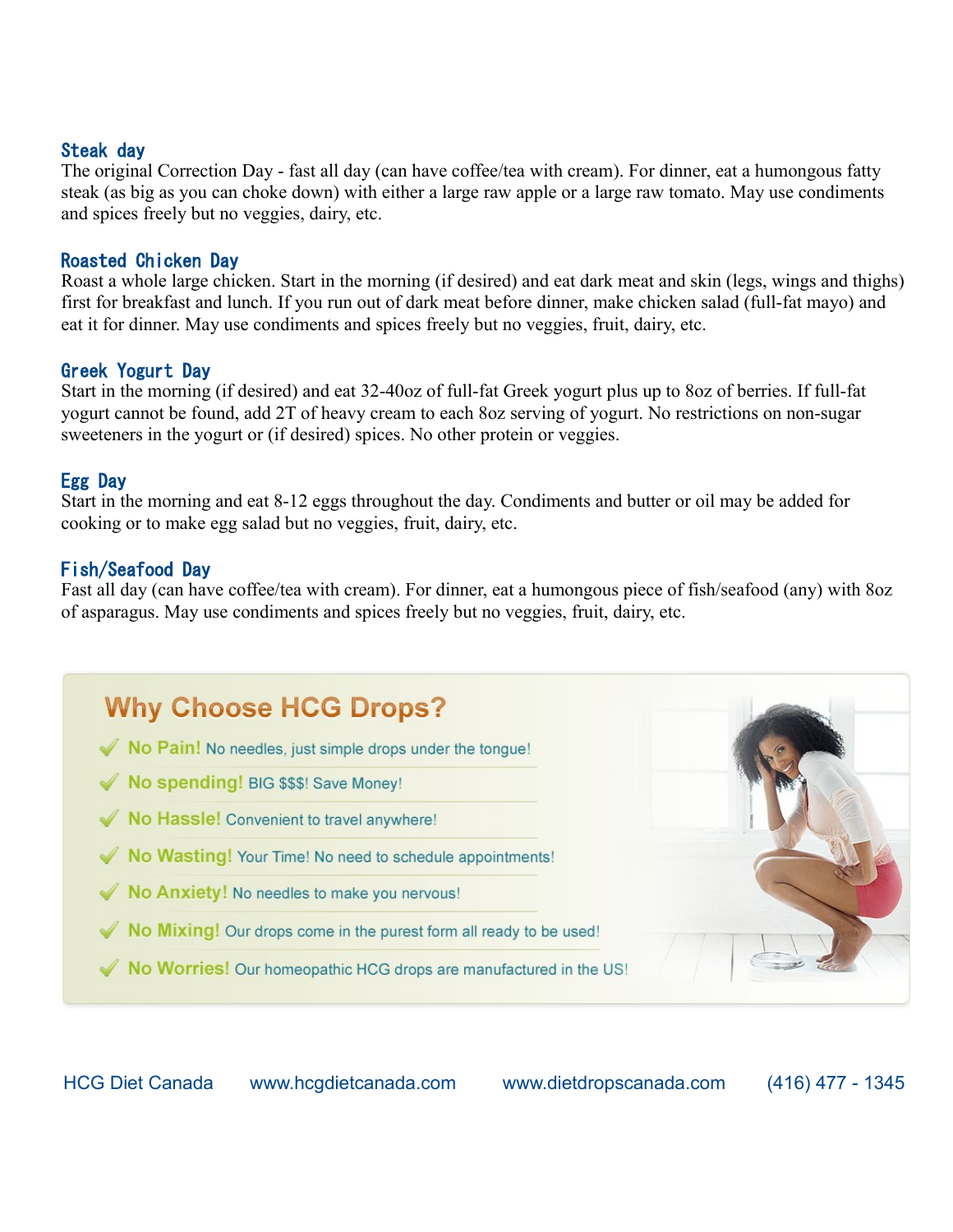### Steak day

The original Correction Day - fast all day (can have coffee/tea with cream). For dinner, eat a humongous fatty steak (as big as you can choke down) with either a large raw apple or a large raw tomato. May use condiments and spices freely but no veggies, dairy, etc.

### Roasted Chicken Day

Roast a whole large chicken. Start in the morning (if desired) and eat dark meat and skin (legs, wings and thighs) first for breakfast and lunch. If you run out of dark meat before dinner, make chicken salad (full-fat mayo) and eat it for dinner. May use condiments and spices freely but no veggies, fruit, dairy, etc.

### Greek Yogurt Day

Start in the morning (if desired) and eat 32-40oz of full-fat Greek yogurt plus up to 8oz of berries. If full-fat yogurt cannot be found, add 2T of heavy cream to each 8oz serving of yogurt. No restrictions on non-sugar sweeteners in the yogurt or (if desired) spices. No other protein or veggies.

### Egg Day

Start in the morning and eat 8-12 eggs throughout the day. Condiments and butter or oil may be added for cooking or to make egg salad but no veggies, fruit, dairy, etc.

### Fish/Seafood Day

Fast all day (can have coffee/tea with cream). For dinner, eat a humongous piece of fish/seafood (any) with 8oz of asparagus. May use condiments and spices freely but no veggies, fruit, dairy, etc.

## Why Choose HCG Drops?

- **No Pain!** No needles, just simple drops under the tongue!
- **No spending!** BIG $$$! Save Money!
- **No Hassle!** Convenient to travel anywhere!
- **No Wasting!** Your Time! No need to schedule appointments!
- **No Anxiety!** No needles to make you nervous!
- **No Mixing!** Our drops come in the purest form all ready to be used!
- **No Worries!** Our homeopathic HCG drops are manufactured in the US!

HCG Diet Canada www.hcgdietcanada.com www.dietdropscanada.com (416) 477 - 1345